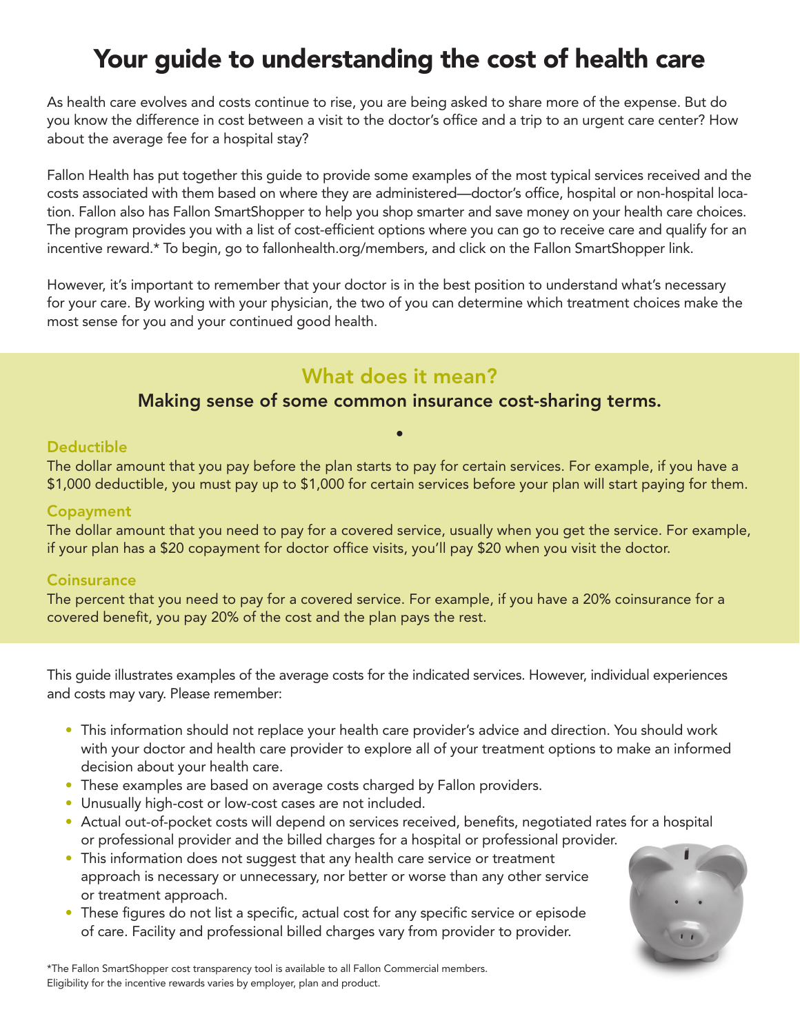# Your guide to understanding the cost of health care

As health care evolves and costs continue to rise, you are being asked to share more of the expense. But do you know the difference in cost between a visit to the doctor's office and a trip to an urgent care center? How about the average fee for a hospital stay?

Fallon Health has put together this guide to provide some examples of the most typical services received and the costs associated with them based on where they are administered—doctor's office, hospital or non-hospital location. Fallon also has Fallon SmartShopper to help you shop smarter and save money on your health care choices. The program provides you with a list of cost-efficient options where you can go to receive care and qualify for an incentive reward.* To begin, go to fallonhealth.org/members, and click on the Fallon SmartShopper link.

However, it's important to remember that your doctor is in the best position to understand what's necessary for your care. By working with your physician, the two of you can determine which treatment choices make the most sense for you and your continued good health.

## What does it mean?

### Making sense of some common insurance cost-sharing terms.

**Deductible**
The dollar amount that you pay before the plan starts to pay for certain services. For example, if you have a $1,000 deductible, you must pay up to $1,000 for certain services before your plan will start paying for them.

**Copayment**
The dollar amount that you need to pay for a covered service, usually when you get the service. For example, if your plan has a $20 copayment for doctor office visits, you'll pay $20 when you visit the doctor.

**Coinsurance**
The percent that you need to pay for a covered service. For example, if you have a 20% coinsurance for a covered benefit, you pay 20% of the cost and the plan pays the rest.

This guide illustrates examples of the average costs for the indicated services. However, individual experiences and costs may vary. Please remember:

- This information should not replace your health care provider's advice and direction. You should work with your doctor and health care provider to explore all of your treatment options to make an informed decision about your health care.
- These examples are based on average costs charged by Fallon providers.
- Unusually high-cost or low-cost cases are not included.
- Actual out-of-pocket costs will depend on services received, benefits, negotiated rates for a hospital or professional provider and the billed charges for a hospital or professional provider.
- This information does not suggest that any health care service or treatment approach is necessary or unnecessary, nor better or worse than any other service or treatment approach.
- These figures do not list a specific, actual cost for any specific service or episode of care. Facility and professional billed charges vary from provider to provider.

*The Fallon SmartShopper cost transparency tool is available to all Fallon Commercial members. Eligibility for the incentive rewards varies by employer, plan and product.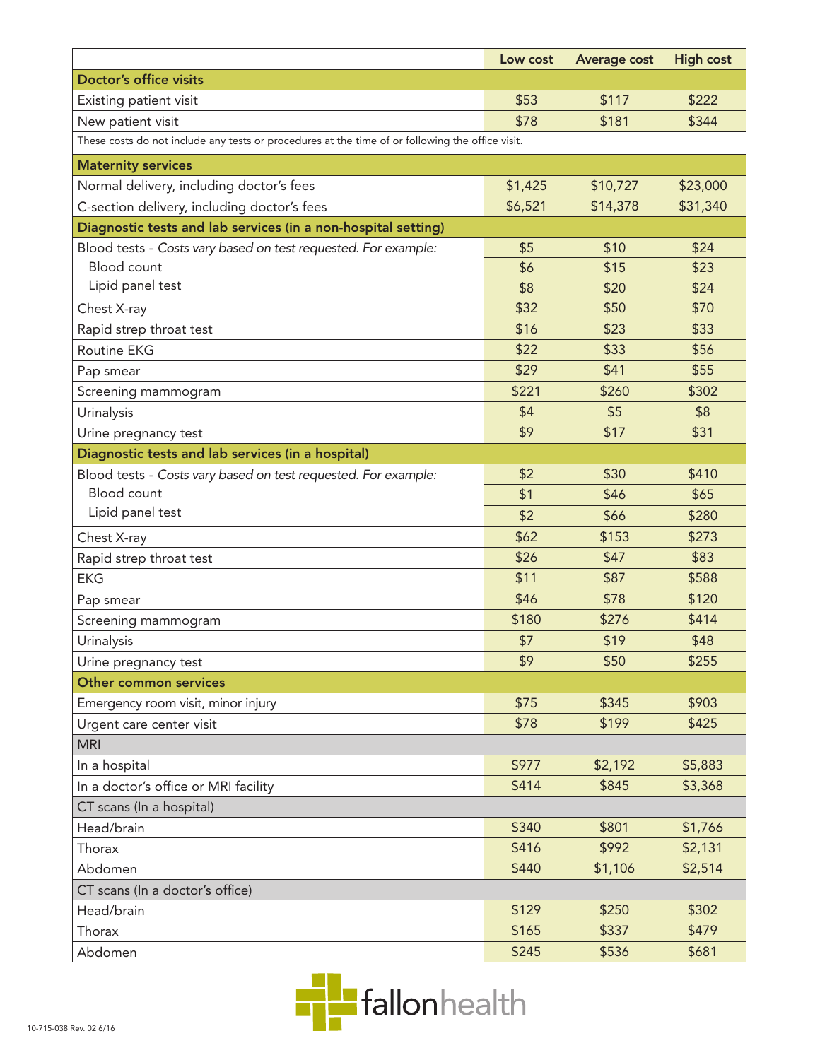| | Low cost | Average cost | High cost |
|---|---|---|---|
| **Doctor's office visits** | | | |
| Existing patient visit | $53 | $117 | $222 |
| New patient visit | $78 | $181 | $344 |
| These costs do not include any tests or procedures at the time of or following the office visit. | | | |
| **Maternity services** | | | |
| Normal delivery, including doctor's fees | $1,425 | $10,727 | $23,000 |
| C-section delivery, including doctor's fees | $6,521 | $14,378 | $31,340 |
| **Diagnostic tests and lab services (in a non-hospital setting)** | | | |
| Blood tests - *Costs vary based on test requested. For example:* | $5 | $10 | $24 |
| Blood count | $6 | $15 | $23 |
| Lipid panel test | $8 | $20 | $24 |
| Chest X-ray | $32 | $50 | $70 |
| Rapid strep throat test | $16 | $23 | $33 |
| Routine EKG | $22 | $33 | $56 |
| Pap smear | $29 | $41 | $55 |
| Screening mammogram | $221 | $260 | $302 |
| Urinalysis | $4 | $5 | $8 |
| Urine pregnancy test | $9 | $17 | $31 |
| **Diagnostic tests and lab services (in a hospital)** | | | |
| Blood tests - *Costs vary based on test requested. For example:* | $2 | $30 | $410 |
| Blood count | $1 | $46 | $65 |
| Lipid panel test | $2 | $66 | $280 |
| Chest X-ray | $62 | $153 | $273 |
| Rapid strep throat test | $26 | $47 | $83 |
| EKG | $11 | $87 | $588 |
| Pap smear | $46 | $78 | $120 |
| Screening mammogram | $180 | $276 | $414 |
| Urinalysis | $7 | $19 | $48 |
| Urine pregnancy test | $9 | $50 | $255 |
| **Other common services** | | | |
| Emergency room visit, minor injury | $75 | $345 | $903 |
| Urgent care center visit | $78 | $199 | $425 |
| MRI | | | |
| In a hospital | $977 | $2,192 | $5,883 |
| In a doctor's office or MRI facility | $414 | $845 | $3,368 |
| CT scans (In a hospital) | | | |
| Head/brain | $340 | $801 | $1,766 |
| Thorax | $416 | $992 | $2,131 |
| Abdomen | $440 | $1,106 | $2,514 |
| CT scans (In a doctor's office) | | | |
| Head/brain | $129 | $250 | $302 |
| Thorax | $165 | $337 | $479 |
| Abdomen | $245 | $536 | $681 |

fallonhealth

10-715-038 Rev. 02 6/16